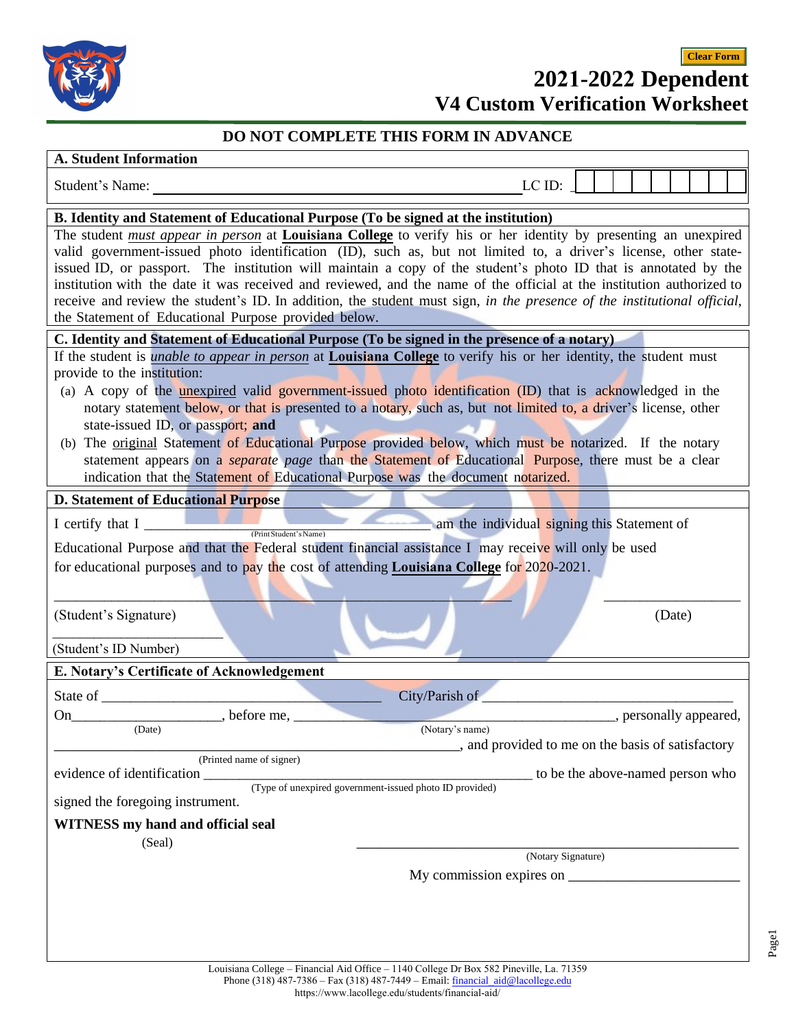# 2021-2022 Dependent
# V4 Custom Verification Worksheet

**DO NOT COMPLETE THIS FORM IN ADVANCE**

## A. Student Information

Student's Name: ______________________________________________ LC ID: ___________

## B. Identity and Statement of Educational Purpose (To be signed at the institution)

The student *must appear in person* at **Louisiana College** to verify his or her identity by presenting an unexpired valid government-issued photo identification (ID), such as, but not limited to, a driver's license, other state-issued ID, or passport. The institution will maintain a copy of the student's photo ID that is annotated by the institution with the date it was received and reviewed, and the name of the official at the institution authorized to receive and review the student's ID. In addition, the student must sign, *in the presence of the institutional official*, the Statement of Educational Purpose provided below.

## C. Identity and Statement of Educational Purpose (To be signed in the presence of a notary)

If the student is *unable to appear in person* at **Louisiana College** to verify his or her identity, the student must provide to the institution:

(a) A copy of the unexpired valid government-issued photo identification (ID) that is acknowledged in the notary statement below, or that is presented to a notary, such as, but not limited to, a driver's license, other state-issued ID, or passport; **and**

(b) The original Statement of Educational Purpose provided below, which must be notarized. If the notary statement appears on a *separate page* than the Statement of Educational Purpose, there must be a clear indication that the Statement of Educational Purpose was the document notarized.

## D. Statement of Educational Purpose

I certify that I ______________________________________ (Print Student's Name) am the individual signing this Statement of Educational Purpose and that the Federal student financial assistance I may receive will only be used for educational purposes and to pay the cost of attending **Louisiana College** for 2020-2021.

______________________________________________________ (Student's Signature) ____________________ (Date)

____________________ (Student's ID Number)

## E. Notary's Certificate of Acknowledgement

State of ______________________________ City/Parish of ______________________________

On____________________ (Date), before me, ______________________________ (Notary's name), personally appeared,

______________________________________________ (Printed name of signer), and provided to me on the basis of satisfactory evidence of identification ______________________________ (Type of unexpired government-issued photo ID provided) to be the above-named person who signed the foregoing instrument.

**WITNESS my hand and official seal**

(Seal)

______________________________________________ (Notary Signature)

My commission expires on ____________________

Louisiana College – Financial Aid Office – 1140 College Dr Box 582 Pineville, La. 71359
Phone (318) 487-7386 – Fax (318) 487-7449 – Email: financial_aid@lacollege.edu
https://www.lacollege.edu/students/financial-aid/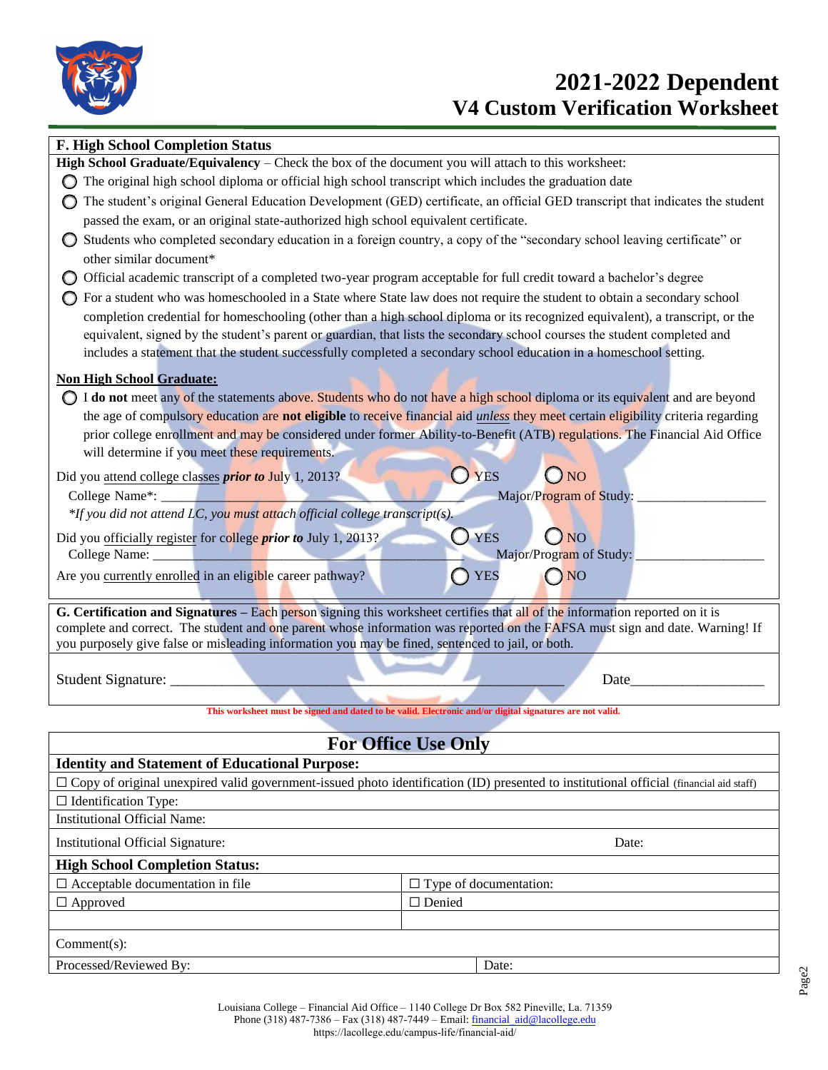# 2021-2022 Dependent
# V4 Custom Verification Worksheet

## F. High School Completion Status

**High School Graduate/Equivalency** – Check the box of the document you will attach to this worksheet:

- ◯ The original high school diploma or official high school transcript which includes the graduation date
- ◯ The student's original General Education Development (GED) certificate, an official GED transcript that indicates the student passed the exam, or an original state-authorized high school equivalent certificate.
- ◯ Students who completed secondary education in a foreign country, a copy of the "secondary school leaving certificate" or other similar document*
- ◯ Official academic transcript of a completed two-year program acceptable for full credit toward a bachelor's degree
- ◯ For a student who was homeschooled in a State where State law does not require the student to obtain a secondary school completion credential for homeschooling (other than a high school diploma or its recognized equivalent), a transcript, or the equivalent, signed by the student's parent or guardian, that lists the secondary school courses the student completed and includes a statement that the student successfully completed a secondary school education in a homeschool setting.

**Non High School Graduate:**

- ◯ I **do not** meet any of the statements above. Students who do not have a high school diploma or its equivalent and are beyond the age of compulsory education are **not eligible** to receive financial aid *unless* they meet certain eligibility criteria regarding prior college enrollment and may be considered under former Ability-to-Benefit (ATB) regulations. The Financial Aid Office will determine if you meet these requirements.

Did you attend college classes ***prior to*** July 1, 2013? ◯ YES ◯ NO

College Name*: ______________________________ Major/Program of Study: __________________

*\*If you did not attend LC, you must attach official college transcript(s).*

Did you officially register for college ***prior to*** July 1, 2013? ◯ YES ◯ NO

College Name: ______________________________ Major/Program of Study: __________________

Are you currently enrolled in an eligible career pathway? ◯ YES ◯ NO

## G. Certification and Signatures

**G. Certification and Signatures** – Each person signing this worksheet certifies that all of the information reported on it is complete and correct. The student and one parent whose information was reported on the FAFSA must sign and date. Warning! If you purposely give false or misleading information you may be fined, sentenced to jail, or both.

Student Signature: ______________________________________________ Date__________________

**This worksheet must be signed and dated to be valid. Electronic and/or digital signatures are not valid.**

## For Office Use Only

**Identity and Statement of Educational Purpose:**

☐ Copy of original unexpired valid government-issued photo identification (ID) presented to institutional official (financial aid staff)

☐ Identification Type:

Institutional Official Name:

Institutional Official Signature: Date:

**High School Completion Status:**

| | |
|---|---|
| ☐ Acceptable documentation in file | ☐ Type of documentation: |
| ☐ Approved | ☐ Denied |

Comment(s):

Processed/Reviewed By: Date:

Louisiana College – Financial Aid Office – 1140 College Dr Box 582 Pineville, La. 71359
Phone (318) 487-7386 – Fax (318) 487-7449 – Email: financial_aid@lacollege.edu
https://lacollege.edu/campus-life/financial-aid/